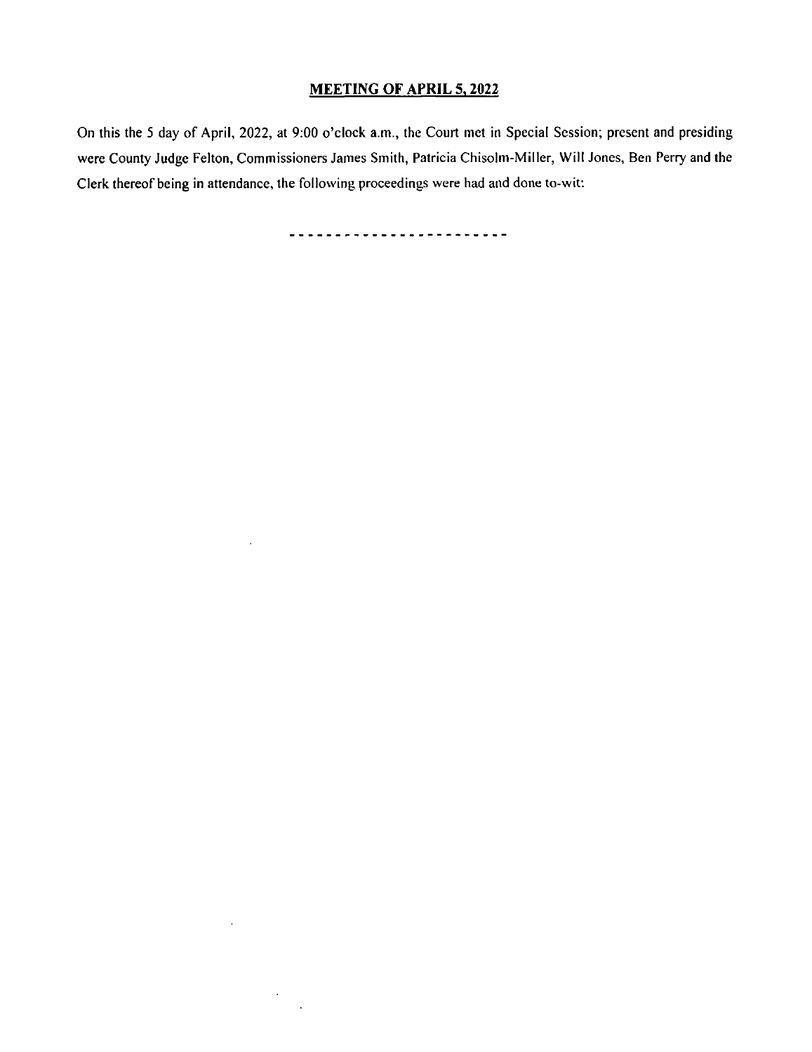## MEETING OF APRIL 5, 2022

On this the 5 day of April, 2022, at 9:00 o'clock a.m., the Court met in Special Session; present and presiding were County Judge Felton, Commissioners James Smith, Patricia Chisolm-Miller, Will Jones, Ben Perry and the Clerk thereof being in attendance, the following proceedings were had and done to-wit:

------------------------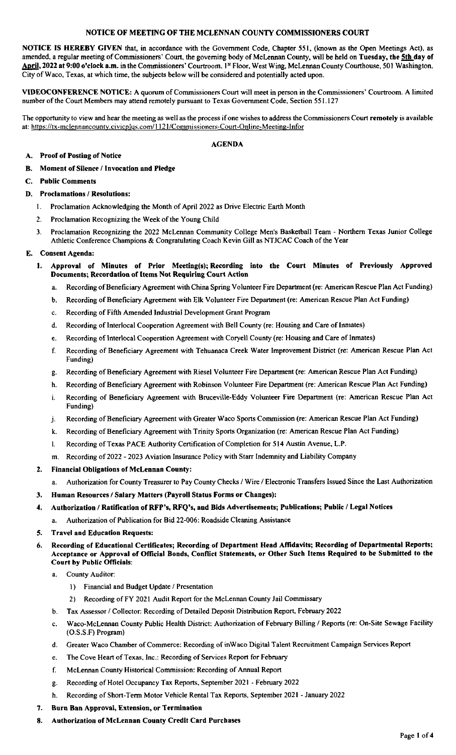# NOTICE OF MEETING OF THE MCLENNAN COUNTY COMMISSIONERS COURT

**NOTICE IS HEREBY GIVEN** that, in accordance with the Government Code, Chapter 551, (known as the Open Meetings Act), as amended, a regular meeting of Commissioners' Court, the governing body of McLennan County, will be held on **Tuesday, the 5th day of April, 2022 at 9:00 o'clock a.m.** in the Commissioners' Courtroom, 1st Floor, West Wing, McLennan County Courthouse, 501 Washington, City of Waco, Texas, at which time, the subjects below will be considered and potentially acted upon.

**VIDEOCONFERENCE NOTICE:** A quorum of Commissioners Court will meet in person in the Commissioners' Courtroom. A limited number of the Court Members may attend remotely pursuant to Texas Government Code, Section 551.127

The opportunity to view and hear the meeting as well as the process if one wishes to address the Commissioners Court **remotely** is available at: https://tx-mclennancounty.civicplus.com/1121/Commissioners-Court-Online-Meeting-Infor

## AGENDA

- **A. Proof of Posting of Notice**
- **B. Moment of Silence / Invocation and Pledge**
- **C. Public Comments**
- **D. Proclamations / Resolutions:**
  1. Proclamation Acknowledging the Month of April 2022 as Drive Electric Earth Month
  2. Proclamation Recognizing the Week of the Young Child
  3. Proclamation Recognizing the 2022 McLennan Community College Men's Basketball Team - Northern Texas Junior College Athletic Conference Champions & Congratulating Coach Kevin Gill as NTJCAC Coach of the Year
- **E. Consent Agenda:**
  1. **Approval of Minutes of Prior Meeting(s); Recording into the Court Minutes of Previously Approved Documents; Recordation of Items Not Requiring Court Action**
     - a. Recording of Beneficiary Agreement with China Spring Volunteer Fire Department (re: American Rescue Plan Act Funding)
     - b. Recording of Beneficiary Agreement with Elk Volunteer Fire Department (re: American Rescue Plan Act Funding)
     - c. Recording of Fifth Amended Industrial Development Grant Program
     - d. Recording of Interlocal Cooperation Agreement with Bell County (re: Housing and Care of Inmates)
     - e. Recording of Interlocal Cooperation Agreement with Coryell County (re: Housing and Care of Inmates)
     - f. Recording of Beneficiary Agreement with Tehuanaca Creek Water Improvement District (re: American Rescue Plan Act Funding)
     - g. Recording of Beneficiary Agreement with Riesel Volunteer Fire Department (re: American Rescue Plan Act Funding)
     - h. Recording of Beneficiary Agreement with Robinson Volunteer Fire Department (re: American Rescue Plan Act Funding)
     - i. Recording of Beneficiary Agreement with Bruceville-Eddy Volunteer Fire Department (re: American Rescue Plan Act Funding)
     - j. Recording of Beneficiary Agreement with Greater Waco Sports Commission (re: American Rescue Plan Act Funding)
     - k. Recording of Beneficiary Agreement with Trinity Sports Organization (re: American Rescue Plan Act Funding)
     - l. Recording of Texas PACE Authority Certification of Completion for 514 Austin Avenue, L.P.
     - m. Recording of 2022 - 2023 Aviation Insurance Policy with Starr Indemnity and Liability Company
  2. **Financial Obligations of McLennan County:**
     - a. Authorization for County Treasurer to Pay County Checks / Wire / Electronic Transfers Issued Since the Last Authorization
  3. **Human Resources / Salary Matters (Payroll Status Forms or Changes):**
  4. **Authorization / Ratification of RFP's, RFQ's, and Bids Advertisements; Publications; Public / Legal Notices**
     - a. Authorization of Publication for Bid 22-006: Roadside Cleaning Assistance
  5. **Travel and Education Requests:**
  6. **Recording of Educational Certificates; Recording of Department Head Affidavits; Recording of Departmental Reports; Acceptance or Approval of Official Bonds, Conflict Statements, or Other Such Items Required to be Submitted to the Court by Public Officials:**
     - a. County Auditor:
       1) Financial and Budget Update / Presentation
       2) Recording of FY 2021 Audit Report for the McLennan County Jail Commissary
     - b. Tax Assessor / Collector: Recording of Detailed Deposit Distribution Report, February 2022
     - c. Waco-McLennan County Public Health District: Authorization of February Billing / Reports (re: On-Site Sewage Facility (O.S.S.F) Program)
     - d. Greater Waco Chamber of Commerce: Recording of inWaco Digital Talent Recruitment Campaign Services Report
     - e. The Cove Heart of Texas, Inc.: Recording of Services Report for February
     - f. McLennan County Historical Commission: Recording of Annual Report
     - g. Recording of Hotel Occupancy Tax Reports, September 2021 - February 2022
     - h. Recording of Short-Term Motor Vehicle Rental Tax Reports, September 2021 - January 2022
  7. **Burn Ban Approval, Extension, or Termination**
  8. **Authorization of McLennan County Credit Card Purchases**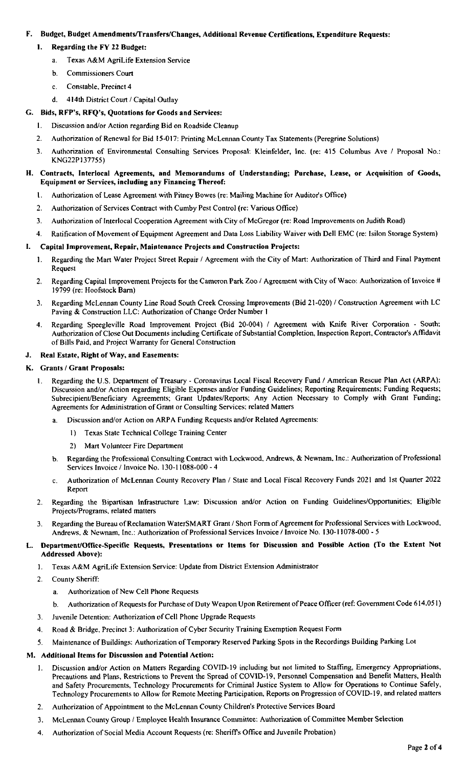**F. Budget, Budget Amendments/Transfers/Changes, Additional Revenue Certifications, Expenditure Requests:**

1. **Regarding the FY 22 Budget:**
   a. Texas A&M AgriLife Extension Service
   b. Commissioners Court
   c. Constable, Precinct 4
   d. 414th District Court / Capital Outlay

**G. Bids, RFP's, RFQ's, Quotations for Goods and Services:**

1. Discussion and/or Action regarding Bid on Roadside Cleanup
2. Authorization of Renewal for Bid 15-017: Printing McLennan County Tax Statements (Peregrine Solutions)
3. Authorization of Environmental Consulting Services Proposal: Kleinfelder, Inc. (re: 415 Columbus Ave / Proposal No.: KNG22P137755)

**H. Contracts, Interlocal Agreements, and Memorandums of Understanding; Purchase, Lease, or Acquisition of Goods, Equipment or Services, including any Financing Thereof:**

1. Authorization of Lease Agreement with Pitney Bowes (re: Mailing Machine for Auditor's Office)
2. Authorization of Services Contract with Cumby Pest Control (re: Various Office)
3. Authorization of Interlocal Cooperation Agreement with City of McGregor (re: Road Improvements on Judith Road)
4. Ratification of Movement of Equipment Agreement and Data Loss Liability Waiver with Dell EMC (re: Isilon Storage System)

**I. Capital Improvement, Repair, Maintenance Projects and Construction Projects:**

1. Regarding the Mart Water Project Street Repair / Agreement with the City of Mart: Authorization of Third and Final Payment Request
2. Regarding Capital Improvement Projects for the Cameron Park Zoo / Agreement with City of Waco: Authorization of Invoice # 19799 (re: Hoofstock Barn)
3. Regarding McLennan County Line Road South Creek Crossing Improvements (Bid 21-020) / Construction Agreement with LC Paving & Construction LLC: Authorization of Change Order Number 1
4. Regarding Speegleville Road Improvement Project (Bid 20-004) / Agreement with Knife River Corporation - South: Authorization of Close Out Documents including Certificate of Substantial Completion, Inspection Report, Contractor's Affidavit of Bills Paid, and Project Warranty for General Construction

**J. Real Estate, Right of Way, and Easements:**

**K. Grants / Grant Proposals:**

1. Regarding the U.S. Department of Treasury - Coronavirus Local Fiscal Recovery Fund / American Rescue Plan Act (ARPA): Discussion and/or Action regarding Eligible Expenses and/or Funding Guidelines; Reporting Requirements; Funding Requests; Subrecipient/Beneficiary Agreements; Grant Updates/Reports; Any Action Necessary to Comply with Grant Funding; Agreements for Administration of Grant or Consulting Services; related Matters
   a. Discussion and/or Action on ARPA Funding Requests and/or Related Agreements:
      1) Texas State Technical College Training Center
      2) Mart Volunteer Fire Department
   b. Regarding the Professional Consulting Contract with Lockwood, Andrews, & Newnam, Inc.: Authorization of Professional Services Invoice / Invoice No. 130-11088-000 - 4
   c. Authorization of McLennan County Recovery Plan / State and Local Fiscal Recovery Funds 2021 and 1st Quarter 2022 Report
2. Regarding the Bipartisan Infrastructure Law: Discussion and/or Action on Funding Guidelines/Opportunities; Eligible Projects/Programs, related matters
3. Regarding the Bureau of Reclamation WaterSMART Grant / Short Form of Agreement for Professional Services with Lockwood, Andrews, & Newnam, Inc.: Authorization of Professional Services Invoice / Invoice No. 130-11078-000 - 5

**L. Department/Office-Specific Requests, Presentations or Items for Discussion and Possible Action (To the Extent Not Addressed Above):**

1. Texas A&M AgriLife Extension Service: Update from District Extension Administrator
2. County Sheriff:
   a. Authorization of New Cell Phone Requests
   b. Authorization of Requests for Purchase of Duty Weapon Upon Retirement of Peace Officer (ref: Government Code 614.051)
3. Juvenile Detention: Authorization of Cell Phone Upgrade Requests
4. Road & Bridge, Precinct 3: Authorization of Cyber Security Training Exemption Request Form
5. Maintenance of Buildings: Authorization of Temporary Reserved Parking Spots in the Recordings Building Parking Lot

**M. Additional Items for Discussion and Potential Action:**

1. Discussion and/or Action on Matters Regarding COVID-19 including but not limited to Staffing, Emergency Appropriations, Precautions and Plans, Restrictions to Prevent the Spread of COVID-19, Personnel Compensation and Benefit Matters, Health and Safety Procurements, Technology Procurements for Criminal Justice System to Allow for Operations to Continue Safely, Technology Procurements to Allow for Remote Meeting Participation, Reports on Progression of COVID-19, and related matters
2. Authorization of Appointment to the McLennan County Children's Protective Services Board
3. McLennan County Group / Employee Health Insurance Committee: Authorization of Committee Member Selection
4. Authorization of Social Media Account Requests (re: Sheriff's Office and Juvenile Probation)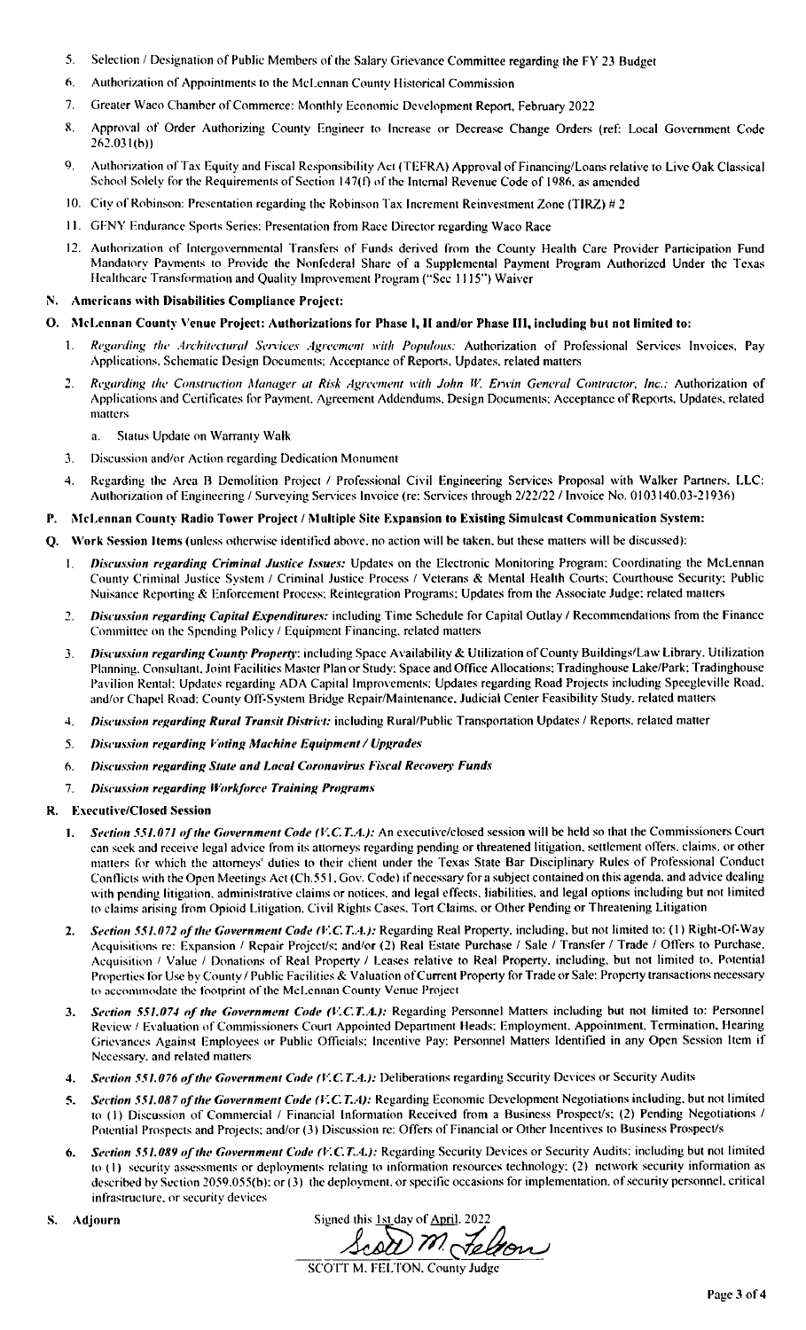5. Selection / Designation of Public Members of the Salary Grievance Committee regarding the FY 23 Budget
6. Authorization of Appointments to the McLennan County Historical Commission
7. Greater Waco Chamber of Commerce: Monthly Economic Development Report, February 2022
8. Approval of Order Authorizing County Engineer to Increase or Decrease Change Orders (ref: Local Government Code 262.031(b))
9. Authorization of Tax Equity and Fiscal Responsibility Act (TEFRA) Approval of Financing/Loans relative to Live Oak Classical School Solely for the Requirements of Section 147(f) of the Internal Revenue Code of 1986, as amended
10. City of Robinson: Presentation regarding the Robinson Tax Increment Reinvestment Zone (TIRZ) # 2
11. GFNY Endurance Sports Series: Presentation from Race Director regarding Waco Race
12. Authorization of Intergovernmental Transfers of Funds derived from the County Health Care Provider Participation Fund Mandatory Payments to Provide the Nonfederal Share of a Supplemental Payment Program Authorized Under the Texas Healthcare Transformation and Quality Improvement Program ("Sec 1115") Waiver

**N. Americans with Disabilities Compliance Project:**

**O. McLennan County Venue Project: Authorizations for Phase I, II and/or Phase III, including but not limited to:**

1. *Regarding the Architectural Services Agreement with Populous:* Authorization of Professional Services Invoices, Pay Applications, Schematic Design Documents; Acceptance of Reports, Updates, related matters
2. *Regarding the Construction Manager at Risk Agreement with John W. Erwin General Contractor, Inc.:* Authorization of Applications and Certificates for Payment, Agreement Addendums, Design Documents; Acceptance of Reports, Updates, related matters
   a. Status Update on Warranty Walk
3. Discussion and/or Action regarding Dedication Monument
4. Regarding the Area B Demolition Project / Professional Civil Engineering Services Proposal with Walker Partners, LLC: Authorization of Engineering / Surveying Services Invoice (re: Services through 2/22/22 / Invoice No. 0103140.03-21936)

**P. McLennan County Radio Tower Project / Multiple Site Expansion to Existing Simulcast Communication System:**

**Q. Work Session Items (unless otherwise identified above, no action will be taken, but these matters will be discussed):**

1. ***Discussion regarding Criminal Justice Issues:*** Updates on the Electronic Monitoring Program; Coordinating the McLennan County Criminal Justice System / Criminal Justice Process / Veterans & Mental Health Courts; Courthouse Security; Public Nuisance Reporting & Enforcement Process; Reintegration Programs; Updates from the Associate Judge; related matters
2. ***Discussion regarding Capital Expenditures:*** including Time Schedule for Capital Outlay / Recommendations from the Finance Committee on the Spending Policy / Equipment Financing, related matters
3. ***Discussion regarding County Property:*** including Space Availability & Utilization of County Buildings/Law Library, Utilization Planning, Consultant, Joint Facilities Master Plan or Study; Space and Office Allocations; Tradinghouse Lake/Park; Tradinghouse Pavilion Rental; Updates regarding ADA Capital Improvements; Updates regarding Road Projects including Speegleville Road, and/or Chapel Road; County Off-System Bridge Repair/Maintenance, Judicial Center Feasibility Study, related matters
4. ***Discussion regarding Rural Transit District:*** including Rural/Public Transportation Updates / Reports, related matter
5. ***Discussion regarding Voting Machine Equipment / Upgrades***
6. ***Discussion regarding State and Local Coronavirus Fiscal Recovery Funds***
7. ***Discussion regarding Workforce Training Programs***

**R. Executive/Closed Session**

1. ***Section 551.071 of the Government Code (V.C.T.A.):*** An executive/closed session will be held so that the Commissioners Court can seek and receive legal advice from its attorneys regarding pending or threatened litigation, settlement offers, claims, or other matters for which the attorneys' duties to their client under the Texas State Bar Disciplinary Rules of Professional Conduct Conflicts with the Open Meetings Act (Ch.551, Gov. Code) if necessary for a subject contained on this agenda, and advice dealing with pending litigation, administrative claims or notices, and legal effects, liabilities, and legal options including but not limited to claims arising from Opioid Litigation, Civil Rights Cases, Tort Claims, or Other Pending or Threatening Litigation
2. ***Section 551.072 of the Government Code (V.C.T.A.):*** Regarding Real Property, including, but not limited to: (1) Right-Of-Way Acquisitions re: Expansion / Repair Project/s; and/or (2) Real Estate Purchase / Sale / Transfer / Trade / Offers to Purchase, Acquisition / Value / Donations of Real Property / Leases relative to Real Property, including, but not limited to, Potential Properties for Use by County / Public Facilities & Valuation of Current Property for Trade or Sale; Property transactions necessary to accommodate the footprint of the McLennan County Venue Project
3. ***Section 551.074 of the Government Code (V.C.T.A.):*** Regarding Personnel Matters including but not limited to: Personnel Review / Evaluation of Commissioners Court Appointed Department Heads; Employment, Appointment, Termination, Hearing Grievances Against Employees or Public Officials; Incentive Pay; Personnel Matters Identified in any Open Session Item if Necessary, and related matters
4. ***Section 551.076 of the Government Code (V.C.T.A.):*** Deliberations regarding Security Devices or Security Audits
5. ***Section 551.087 of the Government Code (V.C.T.A):*** Regarding Economic Development Negotiations including, but not limited to (1) Discussion of Commercial / Financial Information Received from a Business Prospect/s; (2) Pending Negotiations / Potential Prospects and Projects; and/or (3) Discussion re: Offers of Financial or Other Incentives to Business Prospect/s
6. ***Section 551.089 of the Government Code (V.C.T.A.):*** Regarding Security Devices or Security Audits; including but not limited to (1) security assessments or deployments relating to information resources technology; (2) network security information as described by Section 2059.055(b); or (3) the deployment, or specific occasions for implementation, of security personnel, critical infrastructure, or security devices

**S. Adjourn**

Signed this 1st day of April, 2022

Scott M. Felton

SCOTT M. FELTON, County Judge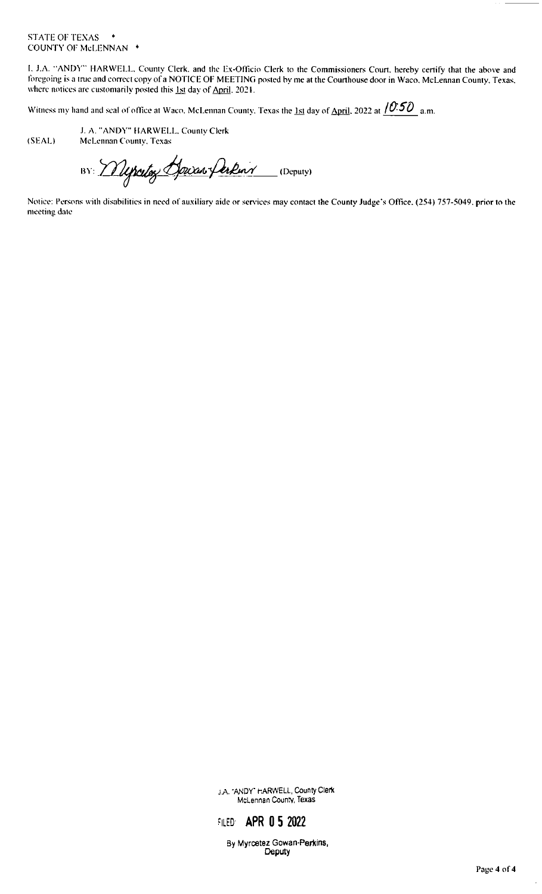STATE OF TEXAS *
COUNTY OF McLENNAN *

I, J.A. "ANDY" HARWELL, County Clerk, and the Ex-Officio Clerk to the Commissioners Court, hereby certify that the above and foregoing is a true and correct copy of a NOTICE OF MEETING posted by me at the Courthouse door in Waco, McLennan County, Texas, where notices are customarily posted this 1st day of April, 2021.

Witness my hand and seal of office at Waco, McLennan County, Texas the 1st day of April, 2022 at 10:50 a.m.

J. A. "ANDY" HARWELL, County Clerk
(SEAL) McLennan County, Texas

BY: Myrcetez Gowan-Perkins (Deputy)

Notice: Persons with disabilities in need of auxiliary aide or services may contact the County Judge's Office, (254) 757-5049, prior to the meeting date

J.A. "ANDY" HARWELL, County Clerk
McLennan County, Texas

FILED APR 05 2022

By Myrcetez Gowan-Perkins,
Deputy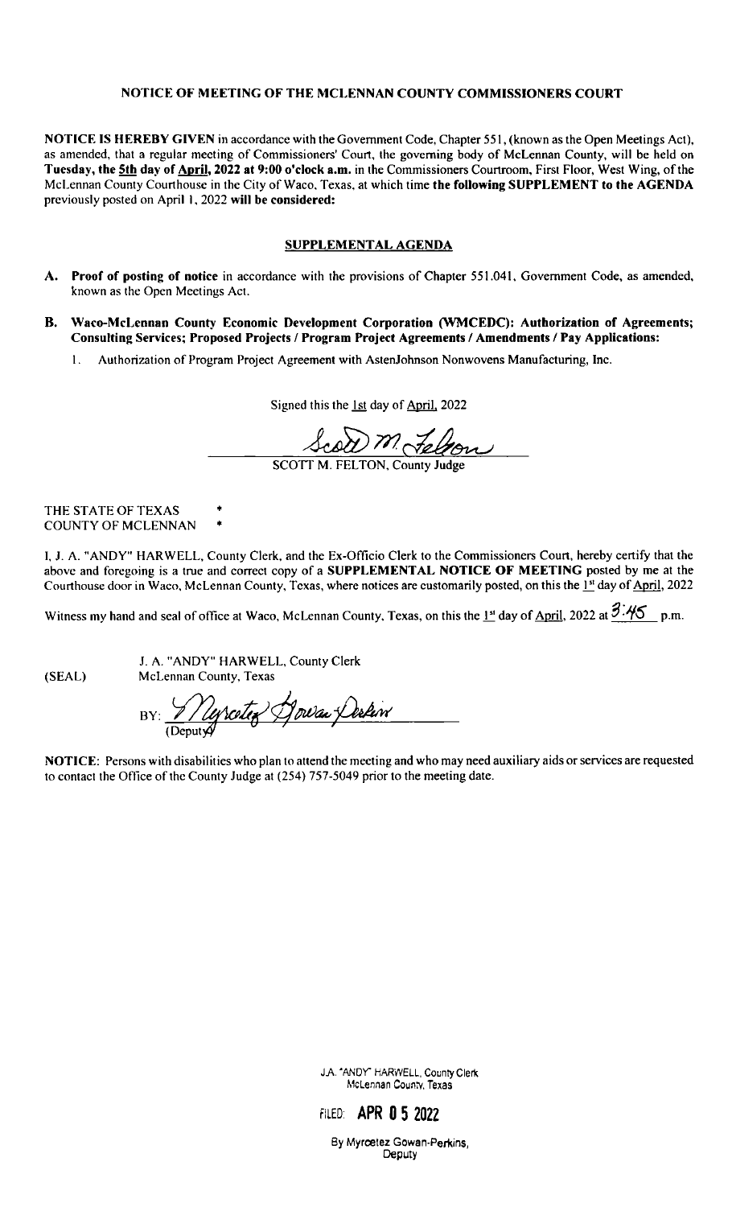**NOTICE OF MEETING OF THE MCLENNAN COUNTY COMMISSIONERS COURT**

**NOTICE IS HEREBY GIVEN** in accordance with the Government Code, Chapter 551, (known as the Open Meetings Act), as amended, that a regular meeting of Commissioners' Court, the governing body of McLennan County, will be held on **Tuesday, the 5th day of April, 2022 at 9:00 o'clock a.m.** in the Commissioners Courtroom, First Floor, West Wing, of the McLennan County Courthouse in the City of Waco, Texas, at which time **the following SUPPLEMENT to the AGENDA** previously posted on April 1, 2022 **will be considered:**

## SUPPLEMENTAL AGENDA

**A. Proof of posting of notice** in accordance with the provisions of Chapter 551.041, Government Code, as amended, known as the Open Meetings Act.

**B. Waco-McLennan County Economic Development Corporation (WMCEDC): Authorization of Agreements; Consulting Services; Proposed Projects / Program Project Agreements / Amendments / Pay Applications:**

1. Authorization of Program Project Agreement with AstenJohnson Nonwovens Manufacturing, Inc.

Signed this the 1st day of April, 2022

Scott M. Felton

SCOTT M. FELTON, County Judge

THE STATE OF TEXAS *
COUNTY OF MCLENNAN *

I, J. A. "ANDY" HARWELL, County Clerk, and the Ex-Officio Clerk to the Commissioners Court, hereby certify that the above and foregoing is a true and correct copy of a **SUPPLEMENTAL NOTICE OF MEETING** posted by me at the Courthouse door in Waco, McLennan County, Texas, where notices are customarily posted, on this the 1st day of April, 2022

Witness my hand and seal of office at Waco, McLennan County, Texas, on this the 1st day of April, 2022 at 3:45 p.m.

(SEAL)

J. A. "ANDY" HARWELL, County Clerk
McLennan County, Texas

BY: Myrcetez Gowan Perkins
(Deputy)

**NOTICE**: Persons with disabilities who plan to attend the meeting and who may need auxiliary aids or services are requested to contact the Office of the County Judge at (254) 757-5049 prior to the meeting date.

J.A. "ANDY" HARWELL, County Clerk
McLennan County, Texas

FILED: **APR 05 2022**

By Myrcetez Gowan-Perkins,
Deputy